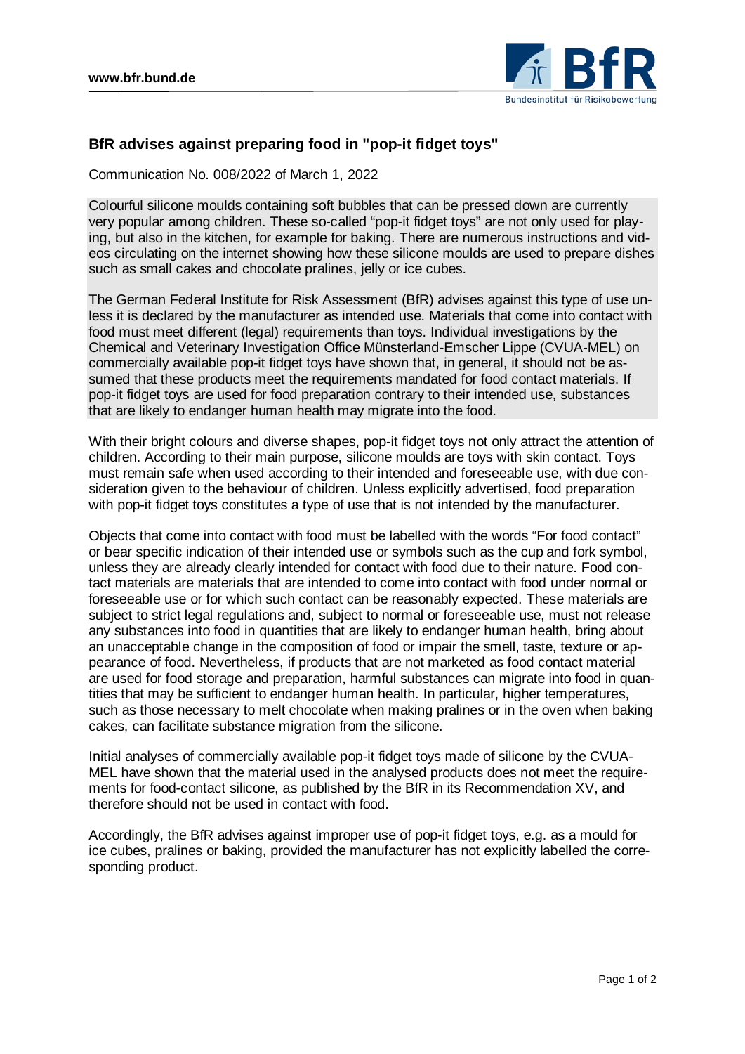## BfR advises against preparing food in "pop-it fidget toys"

Communication No. 008/2022 of March 1, 2022

Colourful silicone moulds containing soft bubbles that can be pressed down are currently very popular among children. These so-called "pop-it fidget toys" are not only used for playing, but also in the kitchen, for example for baking. There are numerous instructions and videos circulating on the internet showing how these silicone moulds are used to prepare dishes such as small cakes and chocolate pralines, jelly or ice cubes.

The German Federal Institute for Risk Assessment (BfR) advises against this type of use unless it is declared by the manufacturer as intended use. Materials that come into contact with food must meet different (legal) requirements than toys. Individual investigations by the Chemical and Veterinary Investigation Office Münsterland-Emscher Lippe (CVUA-MEL) on commercially available pop-it fidget toys have shown that, in general, it should not be assumed that these products meet the requirements mandated for food contact materials. If pop-it fidget toys are used for food preparation contrary to their intended use, substances that are likely to endanger human health may migrate into the food.

With their bright colours and diverse shapes, pop-it fidget toys not only attract the attention of children. According to their main purpose, silicone moulds are toys with skin contact. Toys must remain safe when used according to their intended and foreseeable use, with due consideration given to the behaviour of children. Unless explicitly advertised, food preparation with pop-it fidget toys constitutes a type of use that is not intended by the manufacturer.

Objects that come into contact with food must be labelled with the words "For food contact" or bear specific indication of their intended use or symbols such as the cup and fork symbol, unless they are already clearly intended for contact with food due to their nature. Food contact materials are materials that are intended to come into contact with food under normal or foreseeable use or for which such contact can be reasonably expected. These materials are subject to strict legal regulations and, subject to normal or foreseeable use, must not release any substances into food in quantities that are likely to endanger human health, bring about an unacceptable change in the composition of food or impair the smell, taste, texture or appearance of food. Nevertheless, if products that are not marketed as food contact material are used for food storage and preparation, harmful substances can migrate into food in quantities that may be sufficient to endanger human health. In particular, higher temperatures, such as those necessary to melt chocolate when making pralines or in the oven when baking cakes, can facilitate substance migration from the silicone.

Initial analyses of commercially available pop-it fidget toys made of silicone by the CVUA-MEL have shown that the material used in the analysed products does not meet the requirements for food-contact silicone, as published by the BfR in its Recommendation XV, and therefore should not be used in contact with food.

Accordingly, the BfR advises against improper use of pop-it fidget toys, e.g. as a mould for ice cubes, pralines or baking, provided the manufacturer has not explicitly labelled the corresponding product.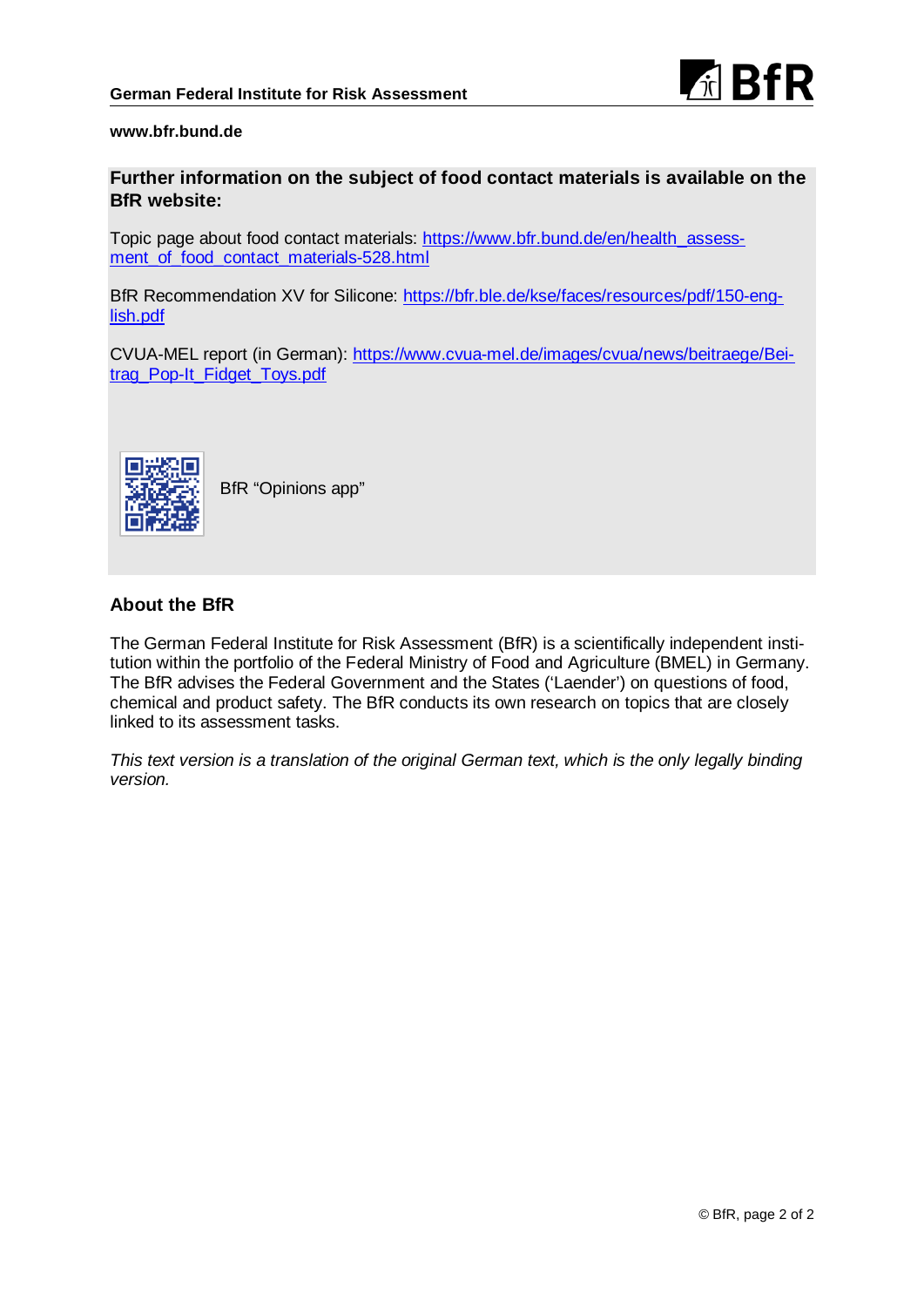**Further information on the subject of food contact materials is available on the BfR website:**

Topic page about food contact materials: https://www.bfr.bund.de/en/health_assessment_of_food_contact_materials-528.html

BfR Recommendation XV for Silicone: https://bfr.ble.de/kse/faces/resources/pdf/150-english.pdf

CVUA-MEL report (in German): https://www.cvua-mel.de/images/cvua/news/beitraege/Beitrag_Pop-It_Fidget_Toys.pdf

BfR "Opinions app"

## About the BfR

The German Federal Institute for Risk Assessment (BfR) is a scientifically independent institution within the portfolio of the Federal Ministry of Food and Agriculture (BMEL) in Germany. The BfR advises the Federal Government and the States ('Laender') on questions of food, chemical and product safety. The BfR conducts its own research on topics that are closely linked to its assessment tasks.

*This text version is a translation of the original German text, which is the only legally binding version.*